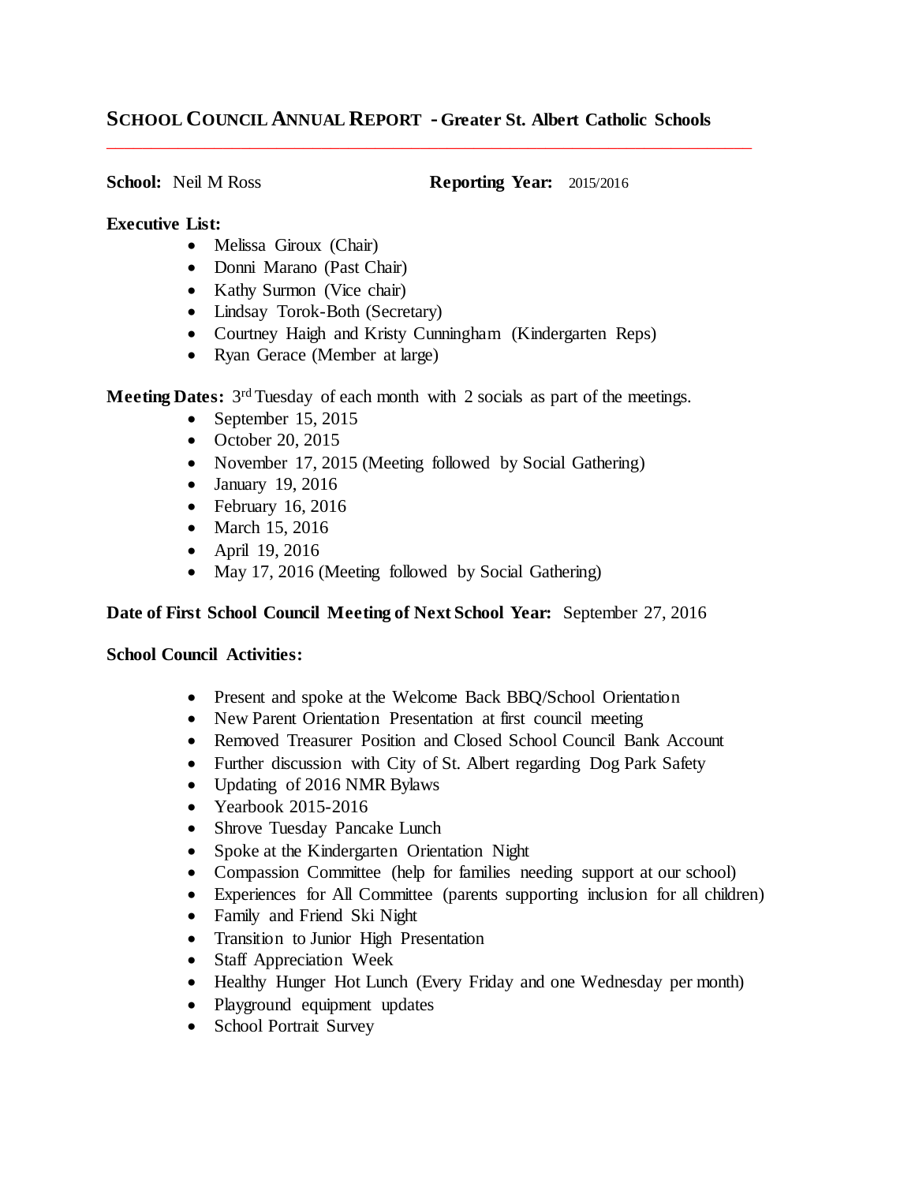# SCHOOL COUNCIL ANNUAL REPORT - Greater St. Albert Catholic Schools

**School:** Neil M Ross **Reporting Year:** 2015/2016

**Executive List:**

- Melissa Giroux (Chair)
- Donni Marano (Past Chair)
- Kathy Surmon (Vice chair)
- Lindsay Torok-Both (Secretary)
- Courtney Haigh and Kristy Cunningham (Kindergarten Reps)
- Ryan Gerace (Member at large)

**Meeting Dates:** 3rd Tuesday of each month with 2 socials as part of the meetings.

- September 15, 2015
- October 20, 2015
- November 17, 2015 (Meeting followed by Social Gathering)
- January 19, 2016
- February 16, 2016
- March 15, 2016
- April 19, 2016
- May 17, 2016 (Meeting followed by Social Gathering)

**Date of First School Council Meeting of Next School Year:** September 27, 2016

**School Council Activities:**

- Present and spoke at the Welcome Back BBQ/School Orientation
- New Parent Orientation Presentation at first council meeting
- Removed Treasurer Position and Closed School Council Bank Account
- Further discussion with City of St. Albert regarding Dog Park Safety
- Updating of 2016 NMR Bylaws
- Yearbook 2015-2016
- Shrove Tuesday Pancake Lunch
- Spoke at the Kindergarten Orientation Night
- Compassion Committee (help for families needing support at our school)
- Experiences for All Committee (parents supporting inclusion for all children)
- Family and Friend Ski Night
- Transition to Junior High Presentation
- Staff Appreciation Week
- Healthy Hunger Hot Lunch (Every Friday and one Wednesday per month)
- Playground equipment updates
- School Portrait Survey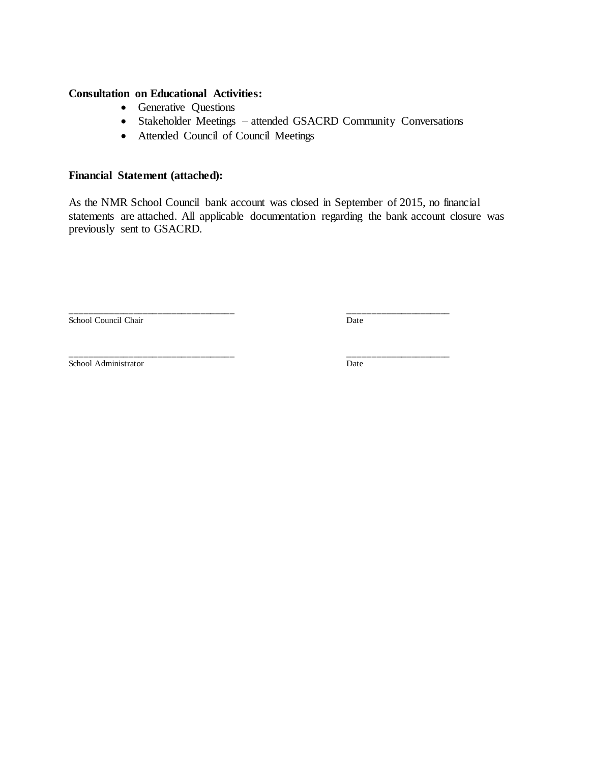**Consultation on Educational Activities:**

- Generative Questions
- Stakeholder Meetings – attended GSACRD Community Conversations
- Attended Council of Council Meetings

**Financial Statement (attached):**

As the NMR School Council bank account was closed in September of 2015, no financial statements are attached. All applicable documentation regarding the bank account closure was previously sent to GSACRD.

| | |
|---|---|
| ___________________________________ | ______________________ |
| School Council Chair | Date |
| ___________________________________ | ______________________ |
| School Administrator | Date |